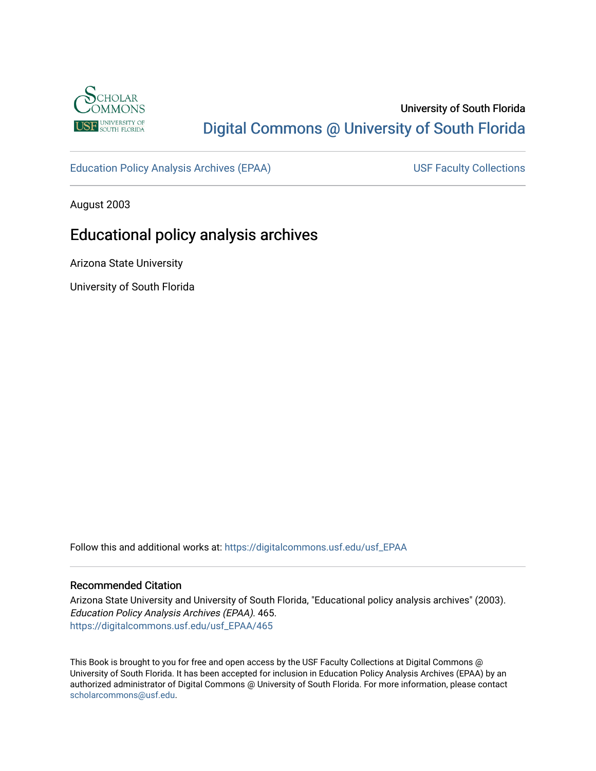University of South Florida

Digital Commons @ University of South Florida

Education Policy Analysis Archives (EPAA)

USF Faculty Collections

August 2003

# Educational policy analysis archives

Arizona State University

University of South Florida

Follow this and additional works at: https://digitalcommons.usf.edu/usf_EPAA

## Recommended Citation

Arizona State University and University of South Florida, "Educational policy analysis archives" (2003). *Education Policy Analysis Archives (EPAA)*. 465.
https://digitalcommons.usf.edu/usf_EPAA/465

This Book is brought to you for free and open access by the USF Faculty Collections at Digital Commons @ University of South Florida. It has been accepted for inclusion in Education Policy Analysis Archives (EPAA) by an authorized administrator of Digital Commons @ University of South Florida. For more information, please contact scholarcommons@usf.edu.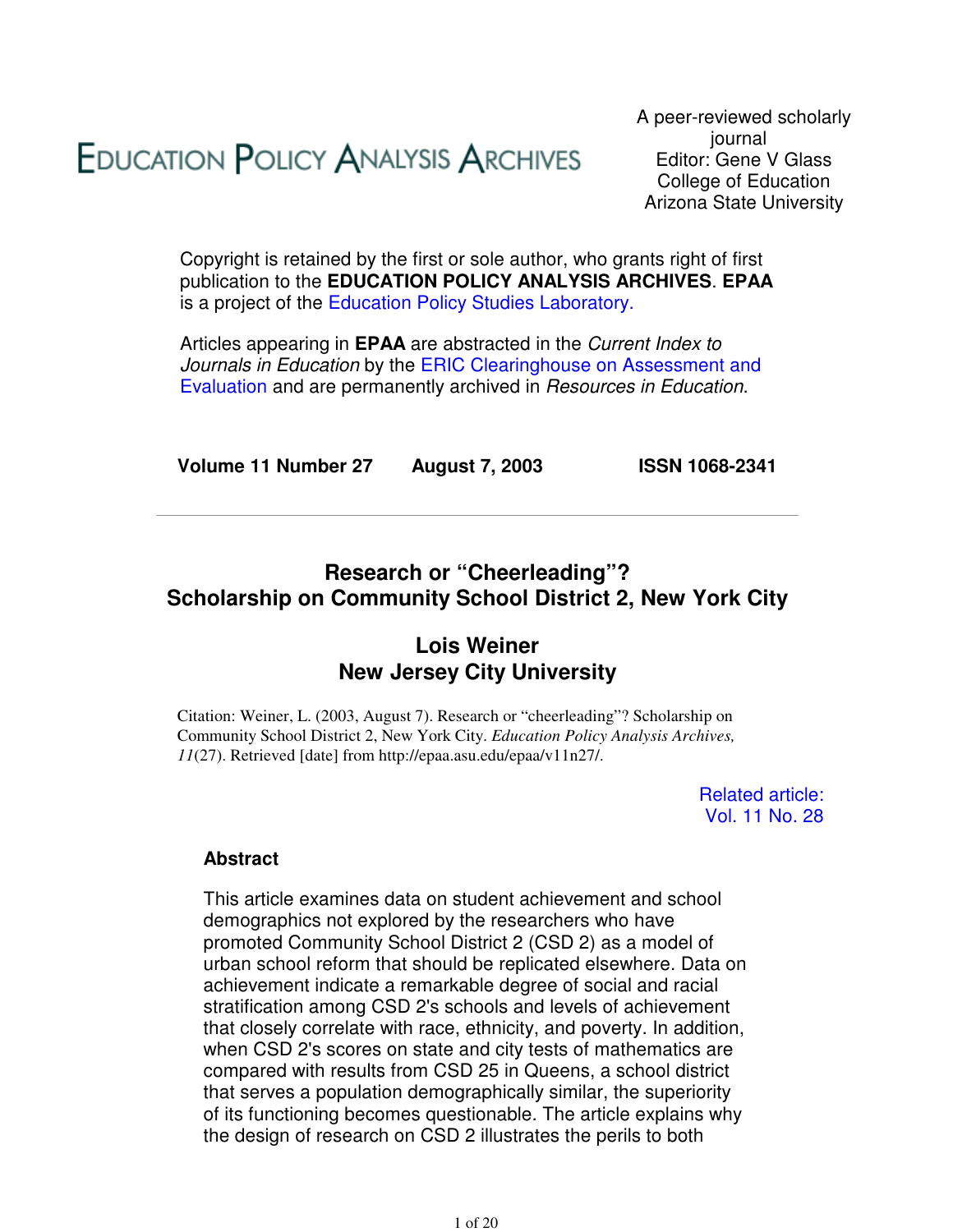# Education Policy Analysis Archives

A peer-reviewed scholarly journal
Editor: Gene V Glass
College of Education
Arizona State University

Copyright is retained by the first or sole author, who grants right of first publication to the **EDUCATION POLICY ANALYSIS ARCHIVES**. **EPAA** is a project of the Education Policy Studies Laboratory.

Articles appearing in **EPAA** are abstracted in the *Current Index to Journals in Education* by the ERIC Clearinghouse on Assessment and Evaluation and are permanently archived in *Resources in Education*.

**Volume 11 Number 27 August 7, 2003 ISSN 1068-2341**

---

## Research or "Cheerleading"? Scholarship on Community School District 2, New York City

### Lois Weiner New Jersey City University

Citation: Weiner, L. (2003, August 7). Research or "cheerleading"? Scholarship on Community School District 2, New York City. *Education Policy Analysis Archives, 11*(27). Retrieved [date] from http://epaa.asu.edu/epaa/v11n27/.

Related article: Vol. 11 No. 28

### Abstract

This article examines data on student achievement and school demographics not explored by the researchers who have promoted Community School District 2 (CSD 2) as a model of urban school reform that should be replicated elsewhere. Data on achievement indicate a remarkable degree of social and racial stratification among CSD 2's schools and levels of achievement that closely correlate with race, ethnicity, and poverty. In addition, when CSD 2's scores on state and city tests of mathematics are compared with results from CSD 25 in Queens, a school district that serves a population demographically similar, the superiority of its functioning becomes questionable. The article explains why the design of research on CSD 2 illustrates the perils to both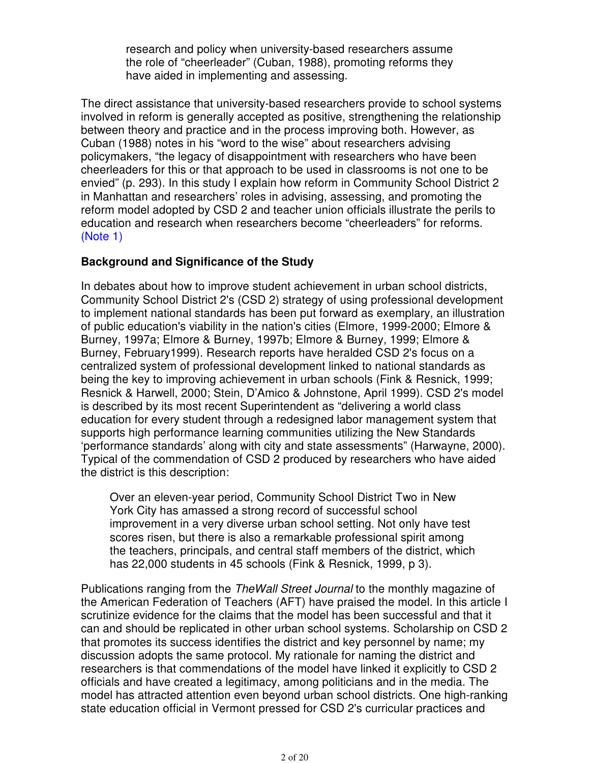> research and policy when university-based researchers assume the role of "cheerleader" (Cuban, 1988), promoting reforms they have aided in implementing and assessing.

The direct assistance that university-based researchers provide to school systems involved in reform is generally accepted as positive, strengthening the relationship between theory and practice and in the process improving both. However, as Cuban (1988) notes in his "word to the wise" about researchers advising policymakers, "the legacy of disappointment with researchers who have been cheerleaders for this or that approach to be used in classrooms is not one to be envied" (p. 293). In this study I explain how reform in Community School District 2 in Manhattan and researchers' roles in advising, assessing, and promoting the reform model adopted by CSD 2 and teacher union officials illustrate the perils to education and research when researchers become "cheerleaders" for reforms. (Note 1)

### Background and Significance of the Study

In debates about how to improve student achievement in urban school districts, Community School District 2's (CSD 2) strategy of using professional development to implement national standards has been put forward as exemplary, an illustration of public education's viability in the nation's cities (Elmore, 1999-2000; Elmore & Burney, 1997a; Elmore & Burney, 1997b; Elmore & Burney, 1999; Elmore & Burney, February1999). Research reports have heralded CSD 2's focus on a centralized system of professional development linked to national standards as being the key to improving achievement in urban schools (Fink & Resnick, 1999; Resnick & Harwell, 2000; Stein, D'Amico & Johnstone, April 1999). CSD 2's model is described by its most recent Superintendent as "delivering a world class education for every student through a redesigned labor management system that supports high performance learning communities utilizing the New Standards 'performance standards' along with city and state assessments" (Harwayne, 2000). Typical of the commendation of CSD 2 produced by researchers who have aided the district is this description:

> Over an eleven-year period, Community School District Two in New York City has amassed a strong record of successful school improvement in a very diverse urban school setting. Not only have test scores risen, but there is also a remarkable professional spirit among the teachers, principals, and central staff members of the district, which has 22,000 students in 45 schools (Fink & Resnick, 1999, p 3).

Publications ranging from the *TheWall Street Journal* to the monthly magazine of the American Federation of Teachers (AFT) have praised the model. In this article I scrutinize evidence for the claims that the model has been successful and that it can and should be replicated in other urban school systems. Scholarship on CSD 2 that promotes its success identifies the district and key personnel by name; my discussion adopts the same protocol. My rationale for naming the district and researchers is that commendations of the model have linked it explicitly to CSD 2 officials and have created a legitimacy, among politicians and in the media. The model has attracted attention even beyond urban school districts. One high-ranking state education official in Vermont pressed for CSD 2's curricular practices and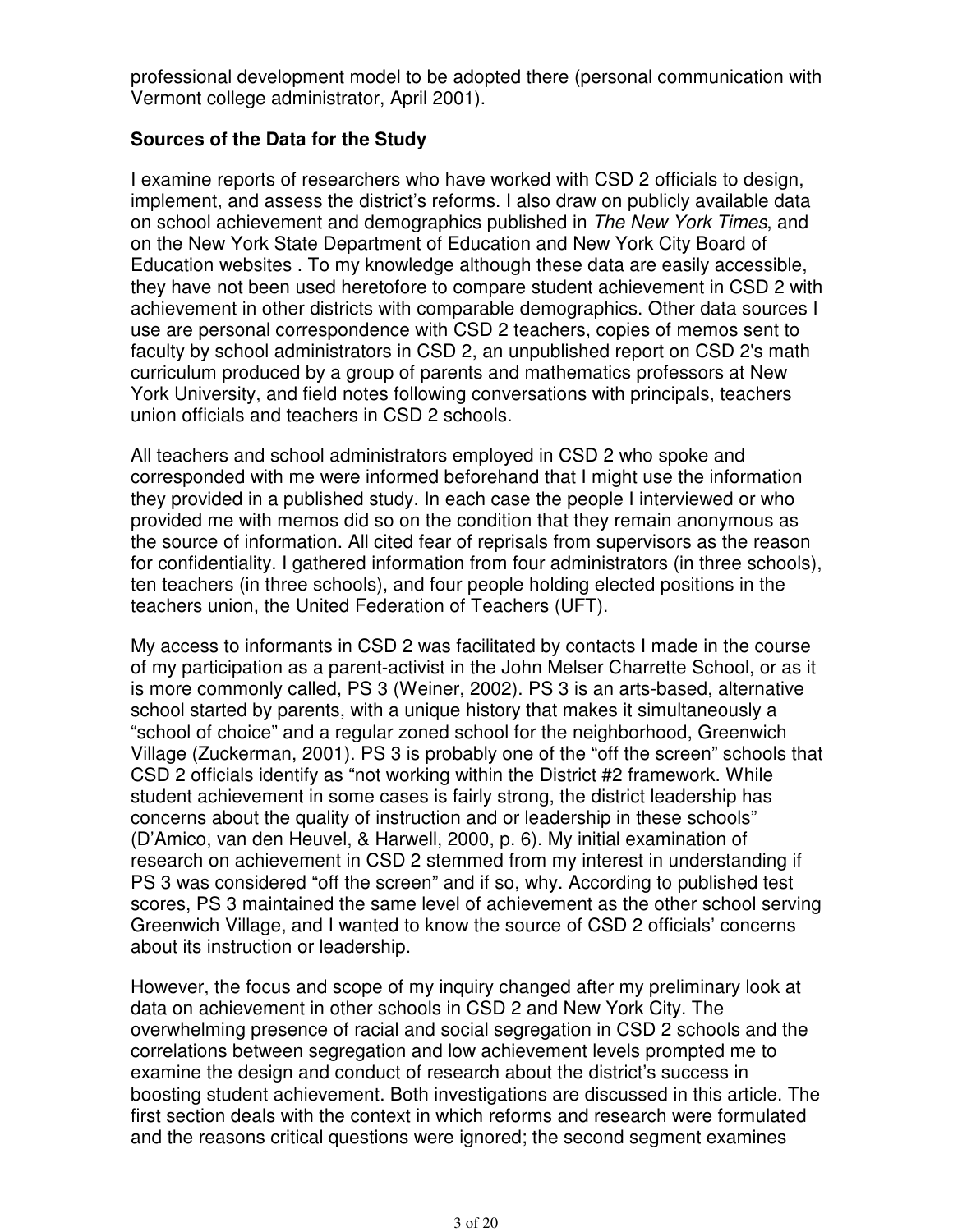professional development model to be adopted there (personal communication with Vermont college administrator, April 2001).

**Sources of the Data for the Study**

I examine reports of researchers who have worked with CSD 2 officials to design, implement, and assess the district's reforms. I also draw on publicly available data on school achievement and demographics published in *The New York Times*, and on the New York State Department of Education and New York City Board of Education websites . To my knowledge although these data are easily accessible, they have not been used heretofore to compare student achievement in CSD 2 with achievement in other districts with comparable demographics. Other data sources I use are personal correspondence with CSD 2 teachers, copies of memos sent to faculty by school administrators in CSD 2, an unpublished report on CSD 2's math curriculum produced by a group of parents and mathematics professors at New York University, and field notes following conversations with principals, teachers union officials and teachers in CSD 2 schools.

All teachers and school administrators employed in CSD 2 who spoke and corresponded with me were informed beforehand that I might use the information they provided in a published study. In each case the people I interviewed or who provided me with memos did so on the condition that they remain anonymous as the source of information. All cited fear of reprisals from supervisors as the reason for confidentiality. I gathered information from four administrators (in three schools), ten teachers (in three schools), and four people holding elected positions in the teachers union, the United Federation of Teachers (UFT).

My access to informants in CSD 2 was facilitated by contacts I made in the course of my participation as a parent-activist in the John Melser Charrette School, or as it is more commonly called, PS 3 (Weiner, 2002). PS 3 is an arts-based, alternative school started by parents, with a unique history that makes it simultaneously a "school of choice" and a regular zoned school for the neighborhood, Greenwich Village (Zuckerman, 2001). PS 3 is probably one of the "off the screen" schools that CSD 2 officials identify as "not working within the District #2 framework. While student achievement in some cases is fairly strong, the district leadership has concerns about the quality of instruction and or leadership in these schools" (D'Amico, van den Heuvel, & Harwell, 2000, p. 6). My initial examination of research on achievement in CSD 2 stemmed from my interest in understanding if PS 3 was considered "off the screen" and if so, why. According to published test scores, PS 3 maintained the same level of achievement as the other school serving Greenwich Village, and I wanted to know the source of CSD 2 officials' concerns about its instruction or leadership.

However, the focus and scope of my inquiry changed after my preliminary look at data on achievement in other schools in CSD 2 and New York City. The overwhelming presence of racial and social segregation in CSD 2 schools and the correlations between segregation and low achievement levels prompted me to examine the design and conduct of research about the district's success in boosting student achievement. Both investigations are discussed in this article. The first section deals with the context in which reforms and research were formulated and the reasons critical questions were ignored; the second segment examines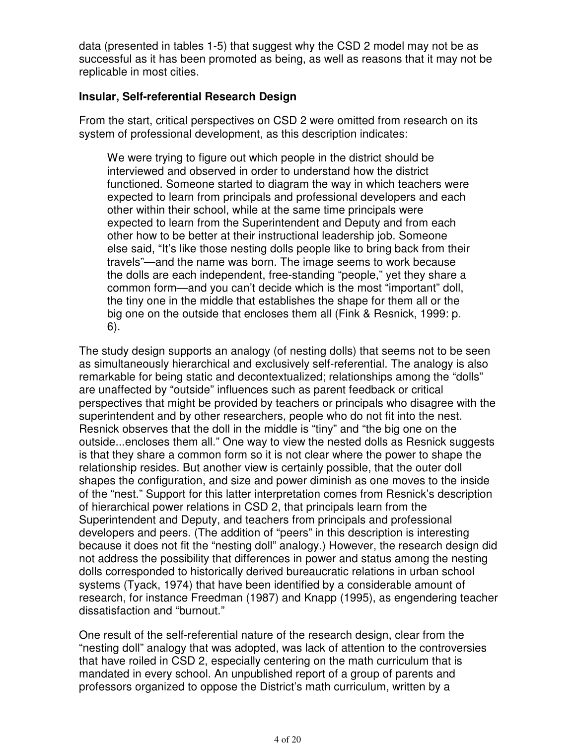data (presented in tables 1-5) that suggest why the CSD 2 model may not be as successful as it has been promoted as being, as well as reasons that it may not be replicable in most cities.

**Insular, Self-referential Research Design**

From the start, critical perspectives on CSD 2 were omitted from research on its system of professional development, as this description indicates:

> We were trying to figure out which people in the district should be interviewed and observed in order to understand how the district functioned. Someone started to diagram the way in which teachers were expected to learn from principals and professional developers and each other within their school, while at the same time principals were expected to learn from the Superintendent and Deputy and from each other how to be better at their instructional leadership job. Someone else said, "It's like those nesting dolls people like to bring back from their travels"—and the name was born. The image seems to work because the dolls are each independent, free-standing "people," yet they share a common form—and you can't decide which is the most "important" doll, the tiny one in the middle that establishes the shape for them all or the big one on the outside that encloses them all (Fink & Resnick, 1999: p. 6).

The study design supports an analogy (of nesting dolls) that seems not to be seen as simultaneously hierarchical and exclusively self-referential. The analogy is also remarkable for being static and decontextualized; relationships among the "dolls" are unaffected by "outside" influences such as parent feedback or critical perspectives that might be provided by teachers or principals who disagree with the superintendent and by other researchers, people who do not fit into the nest. Resnick observes that the doll in the middle is "tiny" and "the big one on the outside...encloses them all." One way to view the nested dolls as Resnick suggests is that they share a common form so it is not clear where the power to shape the relationship resides. But another view is certainly possible, that the outer doll shapes the configuration, and size and power diminish as one moves to the inside of the "nest." Support for this latter interpretation comes from Resnick's description of hierarchical power relations in CSD 2, that principals learn from the Superintendent and Deputy, and teachers from principals and professional developers and peers. (The addition of "peers" in this description is interesting because it does not fit the "nesting doll" analogy.) However, the research design did not address the possibility that differences in power and status among the nesting dolls corresponded to historically derived bureaucratic relations in urban school systems (Tyack, 1974) that have been identified by a considerable amount of research, for instance Freedman (1987) and Knapp (1995), as engendering teacher dissatisfaction and "burnout."

One result of the self-referential nature of the research design, clear from the "nesting doll" analogy that was adopted, was lack of attention to the controversies that have roiled in CSD 2, especially centering on the math curriculum that is mandated in every school. An unpublished report of a group of parents and professors organized to oppose the District's math curriculum, written by a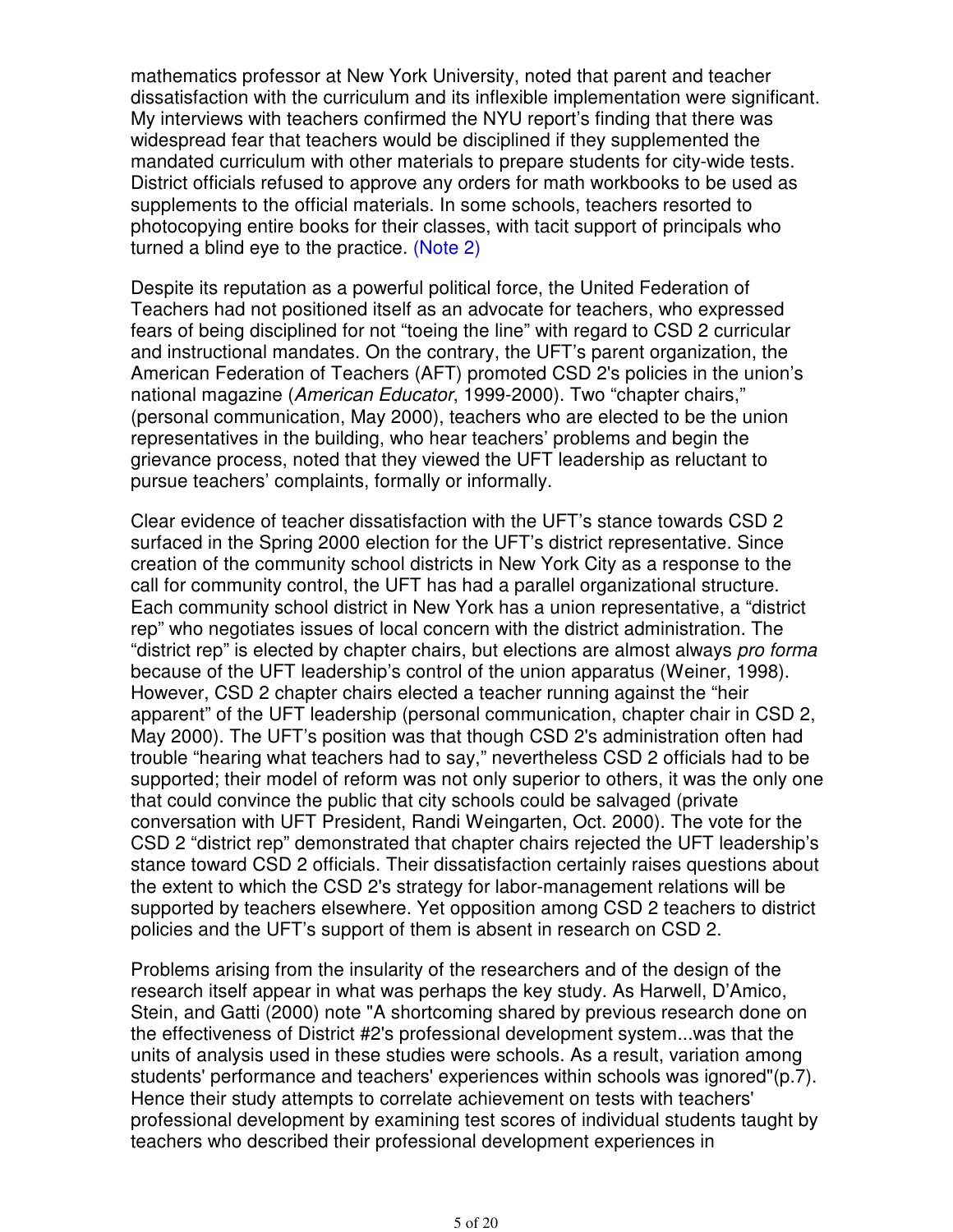mathematics professor at New York University, noted that parent and teacher dissatisfaction with the curriculum and its inflexible implementation were significant. My interviews with teachers confirmed the NYU report's finding that there was widespread fear that teachers would be disciplined if they supplemented the mandated curriculum with other materials to prepare students for city-wide tests. District officials refused to approve any orders for math workbooks to be used as supplements to the official materials. In some schools, teachers resorted to photocopying entire books for their classes, with tacit support of principals who turned a blind eye to the practice. (Note 2)

Despite its reputation as a powerful political force, the United Federation of Teachers had not positioned itself as an advocate for teachers, who expressed fears of being disciplined for not "toeing the line" with regard to CSD 2 curricular and instructional mandates. On the contrary, the UFT's parent organization, the American Federation of Teachers (AFT) promoted CSD 2's policies in the union's national magazine (*American Educator*, 1999-2000). Two "chapter chairs," (personal communication, May 2000), teachers who are elected to be the union representatives in the building, who hear teachers' problems and begin the grievance process, noted that they viewed the UFT leadership as reluctant to pursue teachers' complaints, formally or informally.

Clear evidence of teacher dissatisfaction with the UFT's stance towards CSD 2 surfaced in the Spring 2000 election for the UFT's district representative. Since creation of the community school districts in New York City as a response to the call for community control, the UFT has had a parallel organizational structure. Each community school district in New York has a union representative, a "district rep" who negotiates issues of local concern with the district administration. The "district rep" is elected by chapter chairs, but elections are almost always *pro forma* because of the UFT leadership's control of the union apparatus (Weiner, 1998). However, CSD 2 chapter chairs elected a teacher running against the "heir apparent" of the UFT leadership (personal communication, chapter chair in CSD 2, May 2000). The UFT's position was that though CSD 2's administration often had trouble "hearing what teachers had to say," nevertheless CSD 2 officials had to be supported; their model of reform was not only superior to others, it was the only one that could convince the public that city schools could be salvaged (private conversation with UFT President, Randi Weingarten, Oct. 2000). The vote for the CSD 2 "district rep" demonstrated that chapter chairs rejected the UFT leadership's stance toward CSD 2 officials. Their dissatisfaction certainly raises questions about the extent to which the CSD 2's strategy for labor-management relations will be supported by teachers elsewhere. Yet opposition among CSD 2 teachers to district policies and the UFT's support of them is absent in research on CSD 2.

Problems arising from the insularity of the researchers and of the design of the research itself appear in what was perhaps the key study. As Harwell, D'Amico, Stein, and Gatti (2000) note "A shortcoming shared by previous research done on the effectiveness of District #2's professional development system...was that the units of analysis used in these studies were schools. As a result, variation among students' performance and teachers' experiences within schools was ignored"(p.7). Hence their study attempts to correlate achievement on tests with teachers' professional development by examining test scores of individual students taught by teachers who described their professional development experiences in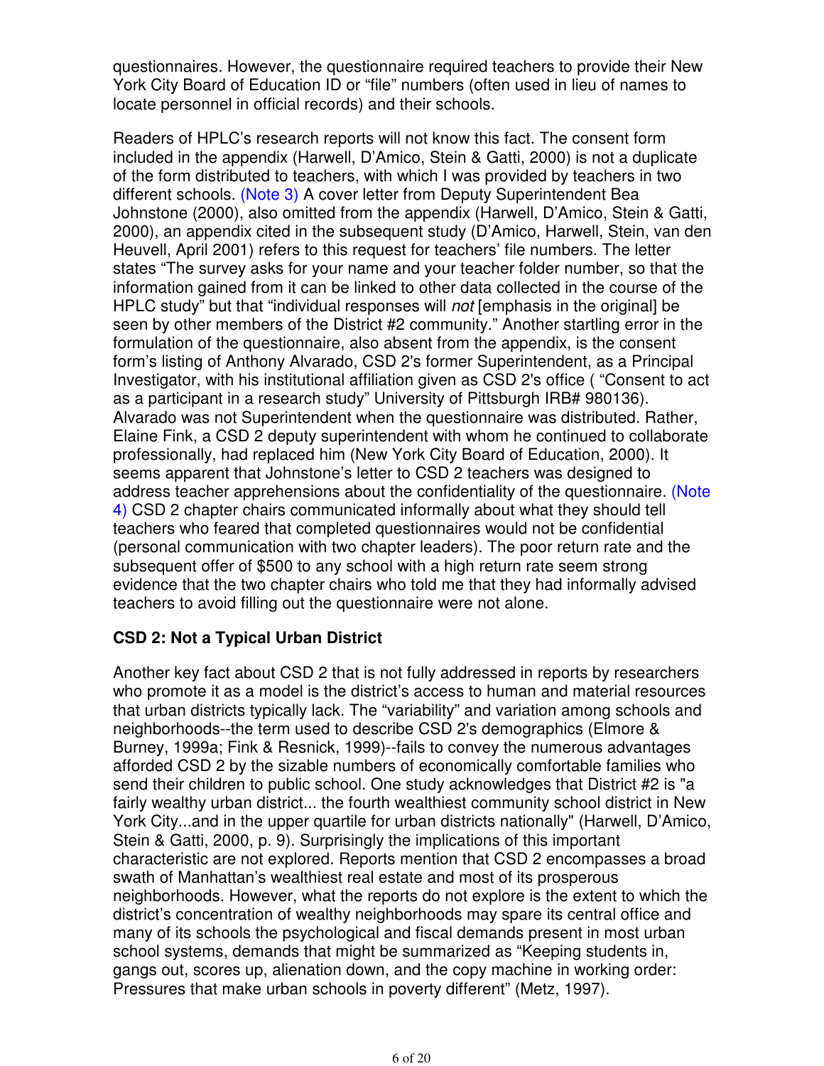questionnaires. However, the questionnaire required teachers to provide their New York City Board of Education ID or "file" numbers (often used in lieu of names to locate personnel in official records) and their schools.

Readers of HPLC's research reports will not know this fact. The consent form included in the appendix (Harwell, D'Amico, Stein & Gatti, 2000) is not a duplicate of the form distributed to teachers, with which I was provided by teachers in two different schools. (Note 3) A cover letter from Deputy Superintendent Bea Johnstone (2000), also omitted from the appendix (Harwell, D'Amico, Stein & Gatti, 2000), an appendix cited in the subsequent study (D'Amico, Harwell, Stein, van den Heuvell, April 2001) refers to this request for teachers' file numbers. The letter states "The survey asks for your name and your teacher folder number, so that the information gained from it can be linked to other data collected in the course of the HPLC study" but that "individual responses will *not* [emphasis in the original] be seen by other members of the District #2 community." Another startling error in the formulation of the questionnaire, also absent from the appendix, is the consent form's listing of Anthony Alvarado, CSD 2's former Superintendent, as a Principal Investigator, with his institutional affiliation given as CSD 2's office ( "Consent to act as a participant in a research study" University of Pittsburgh IRB# 980136). Alvarado was not Superintendent when the questionnaire was distributed. Rather, Elaine Fink, a CSD 2 deputy superintendent with whom he continued to collaborate professionally, had replaced him (New York City Board of Education, 2000). It seems apparent that Johnstone's letter to CSD 2 teachers was designed to address teacher apprehensions about the confidentiality of the questionnaire. (Note 4) CSD 2 chapter chairs communicated informally about what they should tell teachers who feared that completed questionnaires would not be confidential (personal communication with two chapter leaders). The poor return rate and the subsequent offer of $500 to any school with a high return rate seem strong evidence that the two chapter chairs who told me that they had informally advised teachers to avoid filling out the questionnaire were not alone.

### CSD 2: Not a Typical Urban District

Another key fact about CSD 2 that is not fully addressed in reports by researchers who promote it as a model is the district's access to human and material resources that urban districts typically lack. The "variability" and variation among schools and neighborhoods--the term used to describe CSD 2's demographics (Elmore & Burney, 1999a; Fink & Resnick, 1999)--fails to convey the numerous advantages afforded CSD 2 by the sizable numbers of economically comfortable families who send their children to public school. One study acknowledges that District #2 is "a fairly wealthy urban district... the fourth wealthiest community school district in New York City...and in the upper quartile for urban districts nationally" (Harwell, D'Amico, Stein & Gatti, 2000, p. 9). Surprisingly the implications of this important characteristic are not explored. Reports mention that CSD 2 encompasses a broad swath of Manhattan's wealthiest real estate and most of its prosperous neighborhoods. However, what the reports do not explore is the extent to which the district's concentration of wealthy neighborhoods may spare its central office and many of its schools the psychological and fiscal demands present in most urban school systems, demands that might be summarized as "Keeping students in, gangs out, scores up, alienation down, and the copy machine in working order: Pressures that make urban schools in poverty different" (Metz, 1997).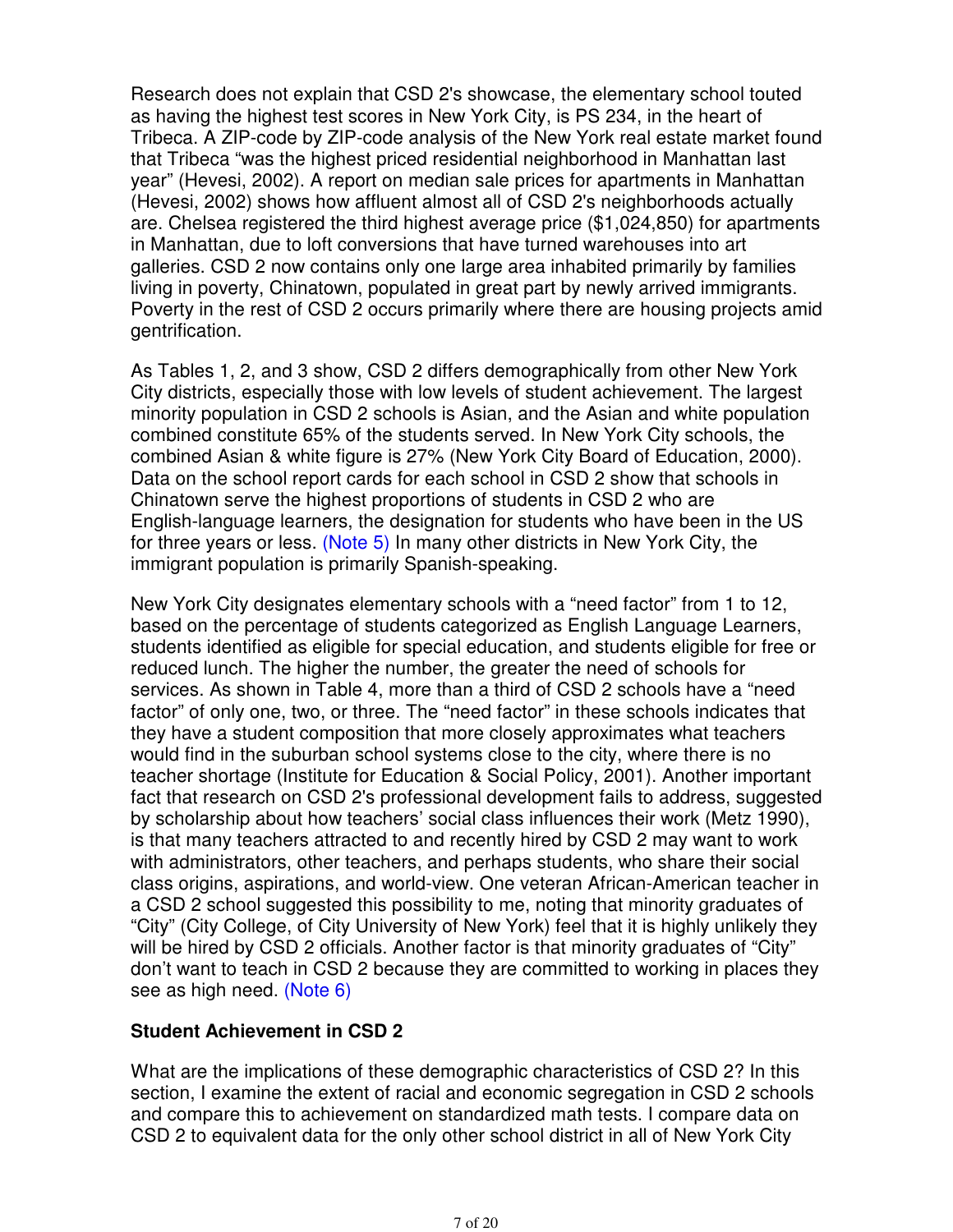Research does not explain that CSD 2's showcase, the elementary school touted as having the highest test scores in New York City, is PS 234, in the heart of Tribeca. A ZIP-code by ZIP-code analysis of the New York real estate market found that Tribeca "was the highest priced residential neighborhood in Manhattan last year" (Hevesi, 2002). A report on median sale prices for apartments in Manhattan (Hevesi, 2002) shows how affluent almost all of CSD 2's neighborhoods actually are. Chelsea registered the third highest average price ($1,024,850) for apartments in Manhattan, due to loft conversions that have turned warehouses into art galleries. CSD 2 now contains only one large area inhabited primarily by families living in poverty, Chinatown, populated in great part by newly arrived immigrants. Poverty in the rest of CSD 2 occurs primarily where there are housing projects amid gentrification.

As Tables 1, 2, and 3 show, CSD 2 differs demographically from other New York City districts, especially those with low levels of student achievement. The largest minority population in CSD 2 schools is Asian, and the Asian and white population combined constitute 65% of the students served. In New York City schools, the combined Asian & white figure is 27% (New York City Board of Education, 2000). Data on the school report cards for each school in CSD 2 show that schools in Chinatown serve the highest proportions of students in CSD 2 who are English-language learners, the designation for students who have been in the US for three years or less. (Note 5) In many other districts in New York City, the immigrant population is primarily Spanish-speaking.

New York City designates elementary schools with a "need factor" from 1 to 12, based on the percentage of students categorized as English Language Learners, students identified as eligible for special education, and students eligible for free or reduced lunch. The higher the number, the greater the need of schools for services. As shown in Table 4, more than a third of CSD 2 schools have a "need factor" of only one, two, or three. The "need factor" in these schools indicates that they have a student composition that more closely approximates what teachers would find in the suburban school systems close to the city, where there is no teacher shortage (Institute for Education & Social Policy, 2001). Another important fact that research on CSD 2's professional development fails to address, suggested by scholarship about how teachers' social class influences their work (Metz 1990), is that many teachers attracted to and recently hired by CSD 2 may want to work with administrators, other teachers, and perhaps students, who share their social class origins, aspirations, and world-view. One veteran African-American teacher in a CSD 2 school suggested this possibility to me, noting that minority graduates of "City" (City College, of City University of New York) feel that it is highly unlikely they will be hired by CSD 2 officials. Another factor is that minority graduates of "City" don't want to teach in CSD 2 because they are committed to working in places they see as high need. (Note 6)

### Student Achievement in CSD 2

What are the implications of these demographic characteristics of CSD 2? In this section, I examine the extent of racial and economic segregation in CSD 2 schools and compare this to achievement on standardized math tests. I compare data on CSD 2 to equivalent data for the only other school district in all of New York City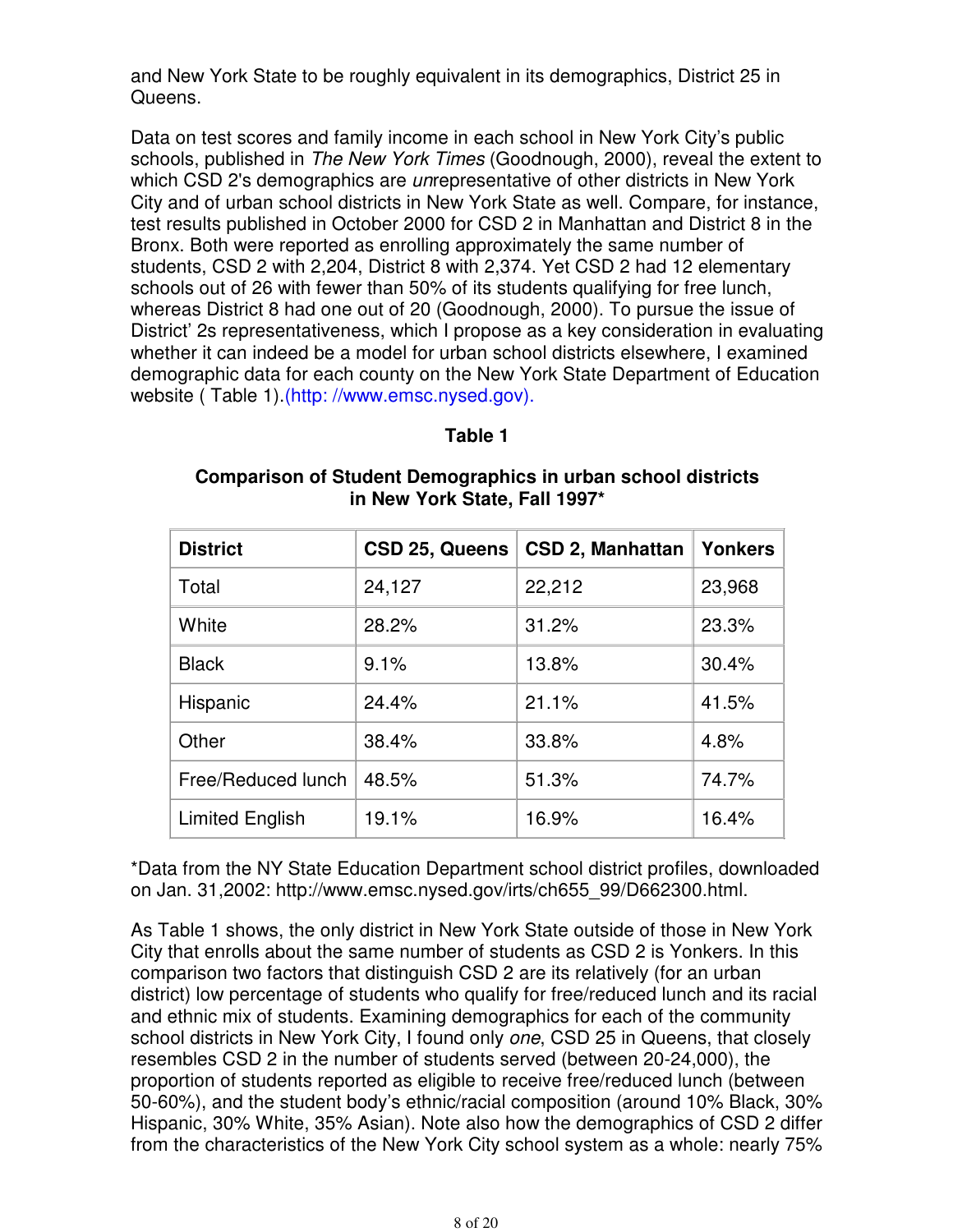and New York State to be roughly equivalent in its demographics, District 25 in Queens.

Data on test scores and family income in each school in New York City's public schools, published in *The New York Times* (Goodnough, 2000), reveal the extent to which CSD 2's demographics are *un*representative of other districts in New York City and of urban school districts in New York State as well. Compare, for instance, test results published in October 2000 for CSD 2 in Manhattan and District 8 in the Bronx. Both were reported as enrolling approximately the same number of students, CSD 2 with 2,204, District 8 with 2,374. Yet CSD 2 had 12 elementary schools out of 26 with fewer than 50% of its students qualifying for free lunch, whereas District 8 had one out of 20 (Goodnough, 2000). To pursue the issue of District' 2s representativeness, which I propose as a key consideration in evaluating whether it can indeed be a model for urban school districts elsewhere, I examined demographic data for each county on the New York State Department of Education website ( Table 1).(http: //www.emsc.nysed.gov).

**Table 1**

**Comparison of Student Demographics in urban school districts in New York State, Fall 1997***

| District | CSD 25, Queens | CSD 2, Manhattan | Yonkers |
|---|---|---|---|
| Total | 24,127 | 22,212 | 23,968 |
| White | 28.2% | 31.2% | 23.3% |
| Black | 9.1% | 13.8% | 30.4% |
| Hispanic | 24.4% | 21.1% | 41.5% |
| Other | 38.4% | 33.8% | 4.8% |
| Free/Reduced lunch | 48.5% | 51.3% | 74.7% |
| Limited English | 19.1% | 16.9% | 16.4% |

*Data from the NY State Education Department school district profiles, downloaded on Jan. 31,2002: http://www.emsc.nysed.gov/irts/ch655_99/D662300.html.

As Table 1 shows, the only district in New York State outside of those in New York City that enrolls about the same number of students as CSD 2 is Yonkers. In this comparison two factors that distinguish CSD 2 are its relatively (for an urban district) low percentage of students who qualify for free/reduced lunch and its racial and ethnic mix of students. Examining demographics for each of the community school districts in New York City, I found only *one*, CSD 25 in Queens, that closely resembles CSD 2 in the number of students served (between 20-24,000), the proportion of students reported as eligible to receive free/reduced lunch (between 50-60%), and the student body's ethnic/racial composition (around 10% Black, 30% Hispanic, 30% White, 35% Asian). Note also how the demographics of CSD 2 differ from the characteristics of the New York City school system as a whole: nearly 75%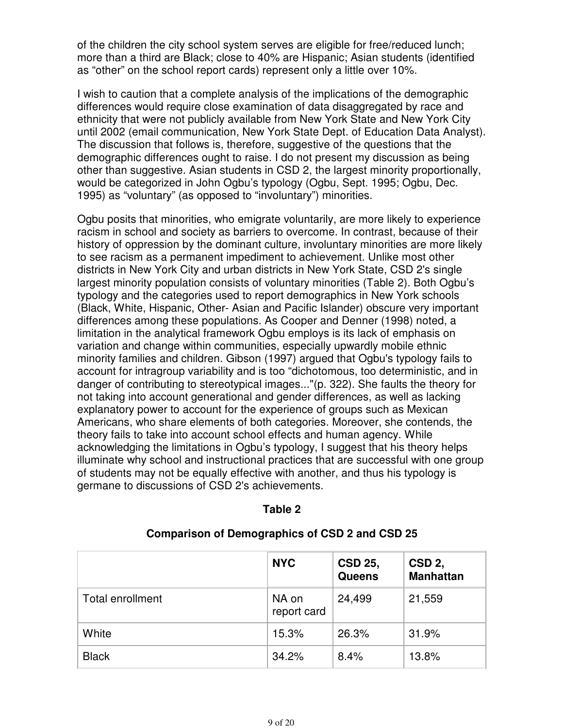of the children the city school system serves are eligible for free/reduced lunch; more than a third are Black; close to 40% are Hispanic; Asian students (identified as “other” on the school report cards) represent only a little over 10%.

I wish to caution that a complete analysis of the implications of the demographic differences would require close examination of data disaggregated by race and ethnicity that were not publicly available from New York State and New York City until 2002 (email communication, New York State Dept. of Education Data Analyst). The discussion that follows is, therefore, suggestive of the questions that the demographic differences ought to raise. I do not present my discussion as being other than suggestive. Asian students in CSD 2, the largest minority proportionally, would be categorized in John Ogbu’s typology (Ogbu, Sept. 1995; Ogbu, Dec. 1995) as “voluntary” (as opposed to “involuntary”) minorities.

Ogbu posits that minorities, who emigrate voluntarily, are more likely to experience racism in school and society as barriers to overcome. In contrast, because of their history of oppression by the dominant culture, involuntary minorities are more likely to see racism as a permanent impediment to achievement. Unlike most other districts in New York City and urban districts in New York State, CSD 2's single largest minority population consists of voluntary minorities (Table 2). Both Ogbu’s typology and the categories used to report demographics in New York schools (Black, White, Hispanic, Other- Asian and Pacific Islander) obscure very important differences among these populations. As Cooper and Denner (1998) noted, a limitation in the analytical framework Ogbu employs is its lack of emphasis on variation and change within communities, especially upwardly mobile ethnic minority families and children. Gibson (1997) argued that Ogbu's typology fails to account for intragroup variability and is too “dichotomous, too deterministic, and in danger of contributing to stereotypical images..."(p. 322). She faults the theory for not taking into account generational and gender differences, as well as lacking explanatory power to account for the experience of groups such as Mexican Americans, who share elements of both categories. Moreover, she contends, the theory fails to take into account school effects and human agency. While acknowledging the limitations in Ogbu’s typology, I suggest that his theory helps illuminate why school and instructional practices that are successful with one group of students may not be equally effective with another, and thus his typology is germane to discussions of CSD 2's achievements.

**Table 2**

**Comparison of Demographics of CSD 2 and CSD 25**

| | **NYC** | **CSD 25, Queens** | **CSD 2, Manhattan** |
|---|---|---|---|
| Total enrollment | NA on report card | 24,499 | 21,559 |
| White | 15.3% | 26.3% | 31.9% |
| Black | 34.2% | 8.4% | 13.8% |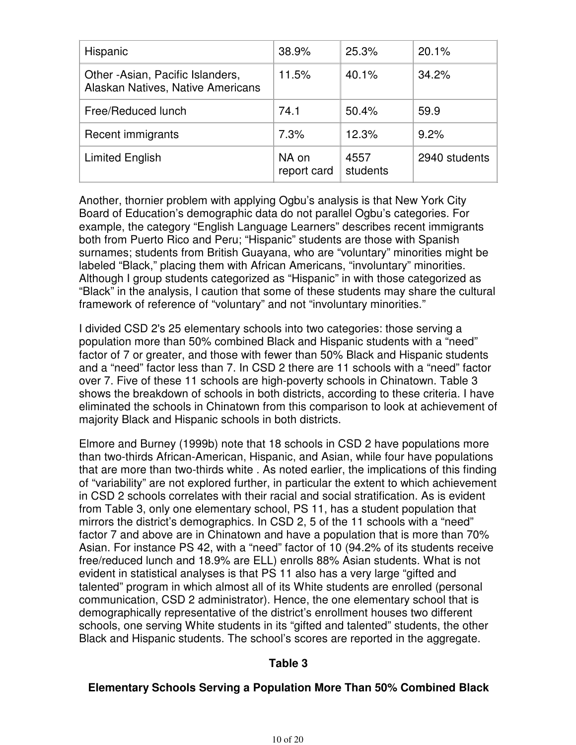| Hispanic | 38.9% | 25.3% | 20.1% |
|---|---|---|---|
| Other -Asian, Pacific Islanders, Alaskan Natives, Native Americans | 11.5% | 40.1% | 34.2% |
| Free/Reduced lunch | 74.1 | 50.4% | 59.9 |
| Recent immigrants | 7.3% | 12.3% | 9.2% |
| Limited English | NA on report card | 4557 students | 2940 students |

Another, thornier problem with applying Ogbu's analysis is that New York City Board of Education's demographic data do not parallel Ogbu's categories. For example, the category "English Language Learners" describes recent immigrants both from Puerto Rico and Peru; "Hispanic" students are those with Spanish surnames; students from British Guayana, who are "voluntary" minorities might be labeled "Black," placing them with African Americans, "involuntary" minorities. Although I group students categorized as "Hispanic" in with those categorized as "Black" in the analysis, I caution that some of these students may share the cultural framework of reference of "voluntary" and not "involuntary minorities."

I divided CSD 2's 25 elementary schools into two categories: those serving a population more than 50% combined Black and Hispanic students with a "need" factor of 7 or greater, and those with fewer than 50% Black and Hispanic students and a "need" factor less than 7. In CSD 2 there are 11 schools with a "need" factor over 7. Five of these 11 schools are high-poverty schools in Chinatown. Table 3 shows the breakdown of schools in both districts, according to these criteria. I have eliminated the schools in Chinatown from this comparison to look at achievement of majority Black and Hispanic schools in both districts.

Elmore and Burney (1999b) note that 18 schools in CSD 2 have populations more than two-thirds African-American, Hispanic, and Asian, while four have populations that are more than two-thirds white . As noted earlier, the implications of this finding of "variability" are not explored further, in particular the extent to which achievement in CSD 2 schools correlates with their racial and social stratification. As is evident from Table 3, only one elementary school, PS 11, has a student population that mirrors the district's demographics. In CSD 2, 5 of the 11 schools with a "need" factor 7 and above are in Chinatown and have a population that is more than 70% Asian. For instance PS 42, with a "need" factor of 10 (94.2% of its students receive free/reduced lunch and 18.9% are ELL) enrolls 88% Asian students. What is not evident in statistical analyses is that PS 11 also has a very large "gifted and talented" program in which almost all of its White students are enrolled (personal communication, CSD 2 administrator). Hence, the one elementary school that is demographically representative of the district's enrollment houses two different schools, one serving White students in its "gifted and talented" students, the other Black and Hispanic students. The school's scores are reported in the aggregate.

**Table 3**

**Elementary Schools Serving a Population More Than 50% Combined Black**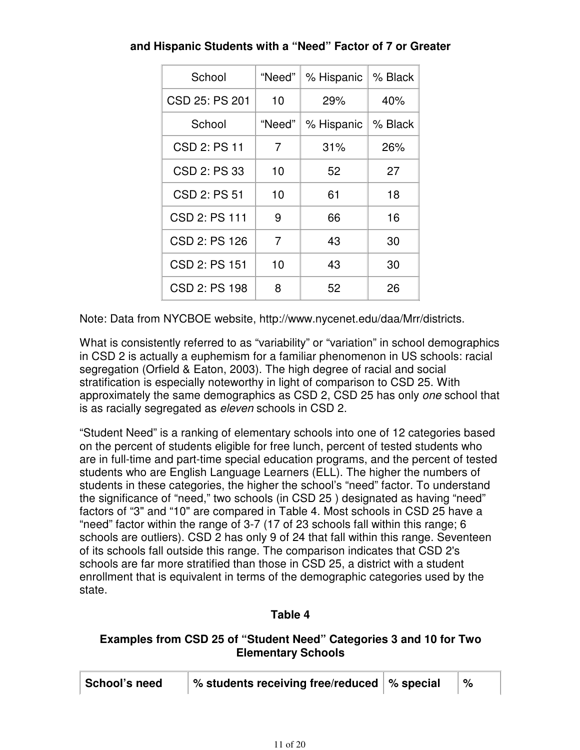**and Hispanic Students with a "Need" Factor of 7 or Greater**

| School | "Need" | % Hispanic | % Black |
|---|---|---|---|
| CSD 25: PS 201 | 10 | 29% | 40% |
| School | "Need" | % Hispanic | % Black |
| CSD 2: PS 11 | 7 | 31% | 26% |
| CSD 2: PS 33 | 10 | 52 | 27 |
| CSD 2: PS 51 | 10 | 61 | 18 |
| CSD 2: PS 111 | 9 | 66 | 16 |
| CSD 2: PS 126 | 7 | 43 | 30 |
| CSD 2: PS 151 | 10 | 43 | 30 |
| CSD 2: PS 198 | 8 | 52 | 26 |

Note: Data from NYCBOE website, http://www.nycenet.edu/daa/Mrr/districts.

What is consistently referred to as "variability" or "variation" in school demographics in CSD 2 is actually a euphemism for a familiar phenomenon in US schools: racial segregation (Orfield & Eaton, 2003). The high degree of racial and social stratification is especially noteworthy in light of comparison to CSD 25. With approximately the same demographics as CSD 2, CSD 25 has only *one* school that is as racially segregated as *eleven* schools in CSD 2.

"Student Need" is a ranking of elementary schools into one of 12 categories based on the percent of students eligible for free lunch, percent of tested students who are in full-time and part-time special education programs, and the percent of tested students who are English Language Learners (ELL). The higher the numbers of students in these categories, the higher the school's "need" factor. To understand the significance of "need," two schools (in CSD 25 ) designated as having "need" factors of "3" and "10" are compared in Table 4. Most schools in CSD 25 have a "need" factor within the range of 3-7 (17 of 23 schools fall within this range; 6 schools are outliers). CSD 2 has only 9 of 24 that fall within this range. Seventeen of its schools fall outside this range. The comparison indicates that CSD 2's schools are far more stratified than those in CSD 25, a district with a student enrollment that is equivalent in terms of the demographic categories used by the state.

**Table 4**

**Examples from CSD 25 of "Student Need" Categories 3 and 10 for Two Elementary Schools**

| School's need | % students receiving free/reduced | % special | % |
|---|---|---|---|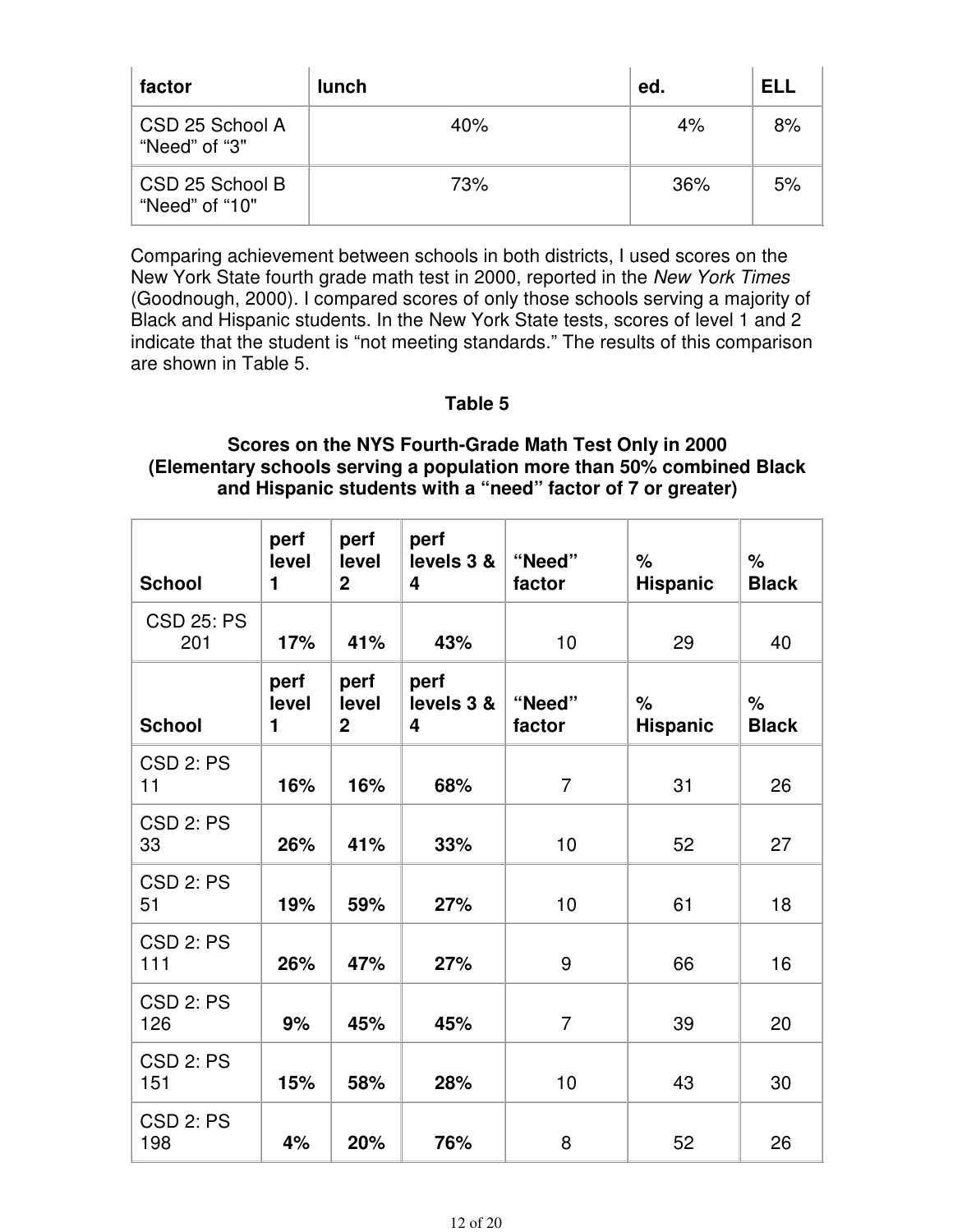| factor | lunch | ed. | ELL |
|---|---|---|---|
| CSD 25 School A "Need" of "3" | 40% | 4% | 8% |
| CSD 25 School B "Need" of "10" | 73% | 36% | 5% |

Comparing achievement between schools in both districts, I used scores on the New York State fourth grade math test in 2000, reported in the *New York Times* (Goodnough, 2000). I compared scores of only those schools serving a majority of Black and Hispanic students. In the New York State tests, scores of level 1 and 2 indicate that the student is "not meeting standards." The results of this comparison are shown in Table 5.

**Table 5**

**Scores on the NYS Fourth-Grade Math Test Only in 2000 (Elementary schools serving a population more than 50% combined Black and Hispanic students with a "need" factor of 7 or greater)**

| School | perf level 1 | perf level 2 | perf levels 3 & 4 | "Need" factor | % Hispanic | % Black |
|---|---|---|---|---|---|---|
| CSD 25: PS 201 | **17%** | **41%** | **43%** | 10 | 29 | 40 |
| **School** | **perf level 1** | **perf level 2** | **perf levels 3 & 4** | **"Need" factor** | **% Hispanic** | **% Black** |
| CSD 2: PS 11 | **16%** | **16%** | **68%** | 7 | 31 | 26 |
| CSD 2: PS 33 | **26%** | **41%** | **33%** | 10 | 52 | 27 |
| CSD 2: PS 51 | **19%** | **59%** | **27%** | 10 | 61 | 18 |
| CSD 2: PS 111 | **26%** | **47%** | **27%** | 9 | 66 | 16 |
| CSD 2: PS 126 | **9%** | **45%** | **45%** | 7 | 39 | 20 |
| CSD 2: PS 151 | **15%** | **58%** | **28%** | 10 | 43 | 30 |
| CSD 2: PS 198 | **4%** | **20%** | **76%** | 8 | 52 | 26 |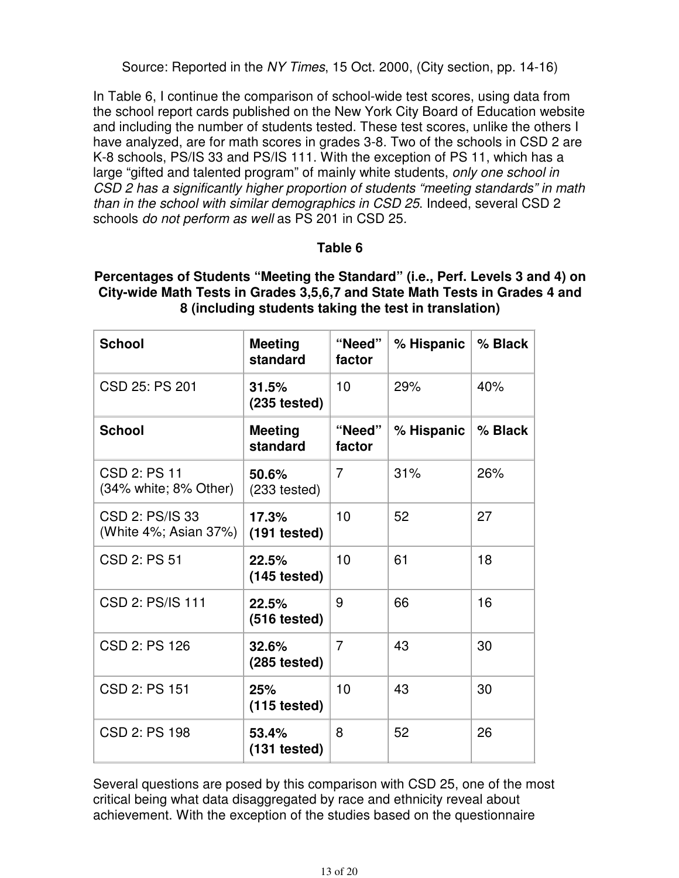Source: Reported in the *NY Times*, 15 Oct. 2000, (City section, pp. 14-16)

In Table 6, I continue the comparison of school-wide test scores, using data from the school report cards published on the New York City Board of Education website and including the number of students tested. These test scores, unlike the others I have analyzed, are for math scores in grades 3-8. Two of the schools in CSD 2 are K-8 schools, PS/IS 33 and PS/IS 111. With the exception of PS 11, which has a large "gifted and talented program" of mainly white students, *only one school in CSD 2 has a significantly higher proportion of students "meeting standards" in math than in the school with similar demographics in CSD 25*. Indeed, several CSD 2 schools *do not perform as well* as PS 201 in CSD 25.

**Table 6**

**Percentages of Students "Meeting the Standard" (i.e., Perf. Levels 3 and 4) on City-wide Math Tests in Grades 3,5,6,7 and State Math Tests in Grades 4 and 8 (including students taking the test in translation)**

| School | Meeting standard | "Need" factor | % Hispanic | % Black |
|---|---|---|---|---|
| CSD 25: PS 201 | **31.5% (235 tested)** | 10 | 29% | 40% |
| **School** | **Meeting standard** | **"Need" factor** | **% Hispanic** | **% Black** |
| CSD 2: PS 11 (34% white; 8% Other) | **50.6%** (233 tested) | 7 | 31% | 26% |
| CSD 2: PS/IS 33 (White 4%; Asian 37%) | **17.3% (191 tested)** | 10 | 52 | 27 |
| CSD 2: PS 51 | **22.5% (145 tested)** | 10 | 61 | 18 |
| CSD 2: PS/IS 111 | **22.5% (516 tested)** | 9 | 66 | 16 |
| CSD 2: PS 126 | **32.6% (285 tested)** | 7 | 43 | 30 |
| CSD 2: PS 151 | **25% (115 tested)** | 10 | 43 | 30 |
| CSD 2: PS 198 | **53.4% (131 tested)** | 8 | 52 | 26 |

Several questions are posed by this comparison with CSD 25, one of the most critical being what data disaggregated by race and ethnicity reveal about achievement. With the exception of the studies based on the questionnaire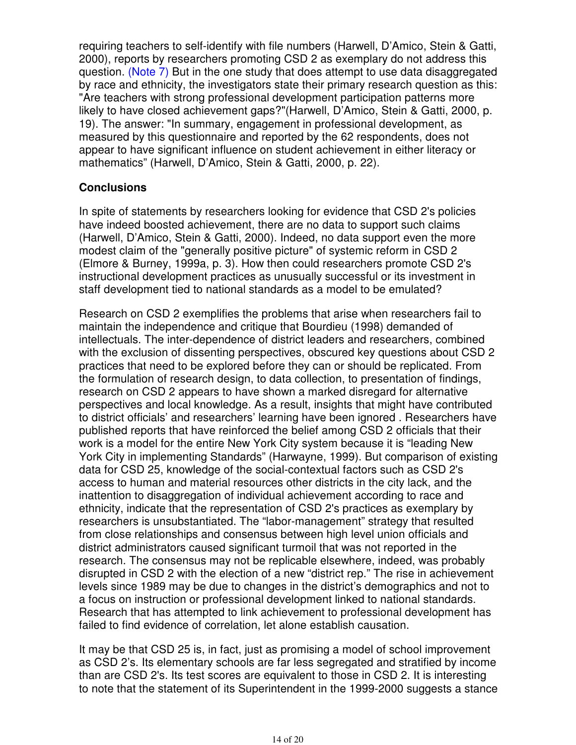requiring teachers to self-identify with file numbers (Harwell, D'Amico, Stein & Gatti, 2000), reports by researchers promoting CSD 2 as exemplary do not address this question. (Note 7) But in the one study that does attempt to use data disaggregated by race and ethnicity, the investigators state their primary research question as this: "Are teachers with strong professional development participation patterns more likely to have closed achievement gaps?"(Harwell, D'Amico, Stein & Gatti, 2000, p. 19). The answer: "In summary, engagement in professional development, as measured by this questionnaire and reported by the 62 respondents, does not appear to have significant influence on student achievement in either literacy or mathematics" (Harwell, D'Amico, Stein & Gatti, 2000, p. 22).

**Conclusions**

In spite of statements by researchers looking for evidence that CSD 2's policies have indeed boosted achievement, there are no data to support such claims (Harwell, D'Amico, Stein & Gatti, 2000). Indeed, no data support even the more modest claim of the "generally positive picture" of systemic reform in CSD 2 (Elmore & Burney, 1999a, p. 3). How then could researchers promote CSD 2's instructional development practices as unusually successful or its investment in staff development tied to national standards as a model to be emulated?

Research on CSD 2 exemplifies the problems that arise when researchers fail to maintain the independence and critique that Bourdieu (1998) demanded of intellectuals. The inter-dependence of district leaders and researchers, combined with the exclusion of dissenting perspectives, obscured key questions about CSD 2 practices that need to be explored before they can or should be replicated. From the formulation of research design, to data collection, to presentation of findings, research on CSD 2 appears to have shown a marked disregard for alternative perspectives and local knowledge. As a result, insights that might have contributed to district officials' and researchers' learning have been ignored . Researchers have published reports that have reinforced the belief among CSD 2 officials that their work is a model for the entire New York City system because it is "leading New York City in implementing Standards" (Harwayne, 1999). But comparison of existing data for CSD 25, knowledge of the social-contextual factors such as CSD 2's access to human and material resources other districts in the city lack, and the inattention to disaggregation of individual achievement according to race and ethnicity, indicate that the representation of CSD 2's practices as exemplary by researchers is unsubstantiated. The "labor-management" strategy that resulted from close relationships and consensus between high level union officials and district administrators caused significant turmoil that was not reported in the research. The consensus may not be replicable elsewhere, indeed, was probably disrupted in CSD 2 with the election of a new "district rep." The rise in achievement levels since 1989 may be due to changes in the district's demographics and not to a focus on instruction or professional development linked to national standards. Research that has attempted to link achievement to professional development has failed to find evidence of correlation, let alone establish causation.

It may be that CSD 25 is, in fact, just as promising a model of school improvement as CSD 2's. Its elementary schools are far less segregated and stratified by income than are CSD 2's. Its test scores are equivalent to those in CSD 2. It is interesting to note that the statement of its Superintendent in the 1999-2000 suggests a stance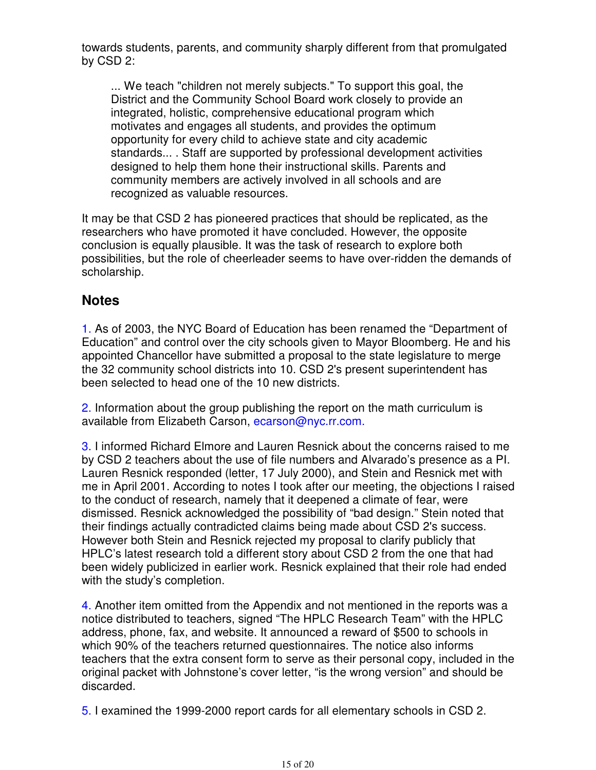towards students, parents, and community sharply different from that promulgated by CSD 2:

> ... We teach "children not merely subjects." To support this goal, the District and the Community School Board work closely to provide an integrated, holistic, comprehensive educational program which motivates and engages all students, and provides the optimum opportunity for every child to achieve state and city academic standards... . Staff are supported by professional development activities designed to help them hone their instructional skills. Parents and community members are actively involved in all schools and are recognized as valuable resources.

It may be that CSD 2 has pioneered practices that should be replicated, as the researchers who have promoted it have concluded. However, the opposite conclusion is equally plausible. It was the task of research to explore both possibilities, but the role of cheerleader seems to have over-ridden the demands of scholarship.

## Notes

1. As of 2003, the NYC Board of Education has been renamed the "Department of Education" and control over the city schools given to Mayor Bloomberg. He and his appointed Chancellor have submitted a proposal to the state legislature to merge the 32 community school districts into 10. CSD 2's present superintendent has been selected to head one of the 10 new districts.

2. Information about the group publishing the report on the math curriculum is available from Elizabeth Carson, ecarson@nyc.rr.com.

3. I informed Richard Elmore and Lauren Resnick about the concerns raised to me by CSD 2 teachers about the use of file numbers and Alvarado's presence as a PI. Lauren Resnick responded (letter, 17 July 2000), and Stein and Resnick met with me in April 2001. According to notes I took after our meeting, the objections I raised to the conduct of research, namely that it deepened a climate of fear, were dismissed. Resnick acknowledged the possibility of "bad design." Stein noted that their findings actually contradicted claims being made about CSD 2's success. However both Stein and Resnick rejected my proposal to clarify publicly that HPLC's latest research told a different story about CSD 2 from the one that had been widely publicized in earlier work. Resnick explained that their role had ended with the study's completion.

4. Another item omitted from the Appendix and not mentioned in the reports was a notice distributed to teachers, signed "The HPLC Research Team" with the HPLC address, phone, fax, and website. It announced a reward of $500 to schools in which 90% of the teachers returned questionnaires. The notice also informs teachers that the extra consent form to serve as their personal copy, included in the original packet with Johnstone's cover letter, "is the wrong version" and should be discarded.

5. I examined the 1999-2000 report cards for all elementary schools in CSD 2.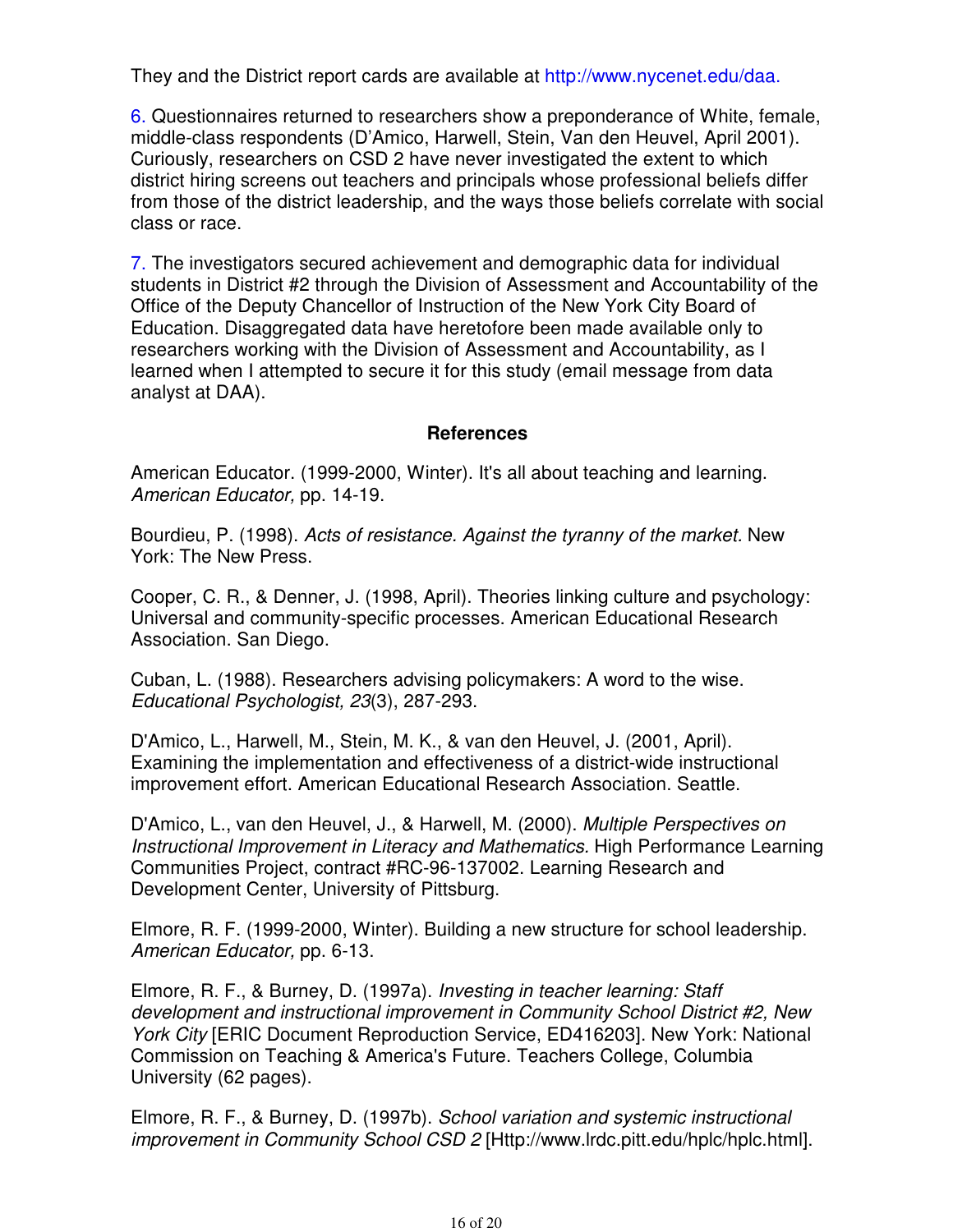They and the District report cards are available at http://www.nycenet.edu/daa.

6. Questionnaires returned to researchers show a preponderance of White, female, middle-class respondents (D'Amico, Harwell, Stein, Van den Heuvel, April 2001). Curiously, researchers on CSD 2 have never investigated the extent to which district hiring screens out teachers and principals whose professional beliefs differ from those of the district leadership, and the ways those beliefs correlate with social class or race.

7. The investigators secured achievement and demographic data for individual students in District #2 through the Division of Assessment and Accountability of the Office of the Deputy Chancellor of Instruction of the New York City Board of Education. Disaggregated data have heretofore been made available only to researchers working with the Division of Assessment and Accountability, as I learned when I attempted to secure it for this study (email message from data analyst at DAA).

## References

American Educator. (1999-2000, Winter). It's all about teaching and learning. *American Educator,* pp. 14-19.

Bourdieu, P. (1998). *Acts of resistance. Against the tyranny of the market.* New York: The New Press.

Cooper, C. R., & Denner, J. (1998, April). Theories linking culture and psychology: Universal and community-specific processes. American Educational Research Association. San Diego.

Cuban, L. (1988). Researchers advising policymakers: A word to the wise. *Educational Psychologist, 23*(3), 287-293.

D'Amico, L., Harwell, M., Stein, M. K., & van den Heuvel, J. (2001, April). Examining the implementation and effectiveness of a district-wide instructional improvement effort. American Educational Research Association. Seattle.

D'Amico, L., van den Heuvel, J., & Harwell, M. (2000). *Multiple Perspectives on Instructional Improvement in Literacy and Mathematics.* High Performance Learning Communities Project, contract #RC-96-137002. Learning Research and Development Center, University of Pittsburg.

Elmore, R. F. (1999-2000, Winter). Building a new structure for school leadership. *American Educator,* pp. 6-13.

Elmore, R. F., & Burney, D. (1997a). *Investing in teacher learning: Staff development and instructional improvement in Community School District #2, New York City* [ERIC Document Reproduction Service, ED416203]. New York: National Commission on Teaching & America's Future. Teachers College, Columbia University (62 pages).

Elmore, R. F., & Burney, D. (1997b). *School variation and systemic instructional improvement in Community School CSD 2* [Http://www.lrdc.pitt.edu/hplc/hplc.html].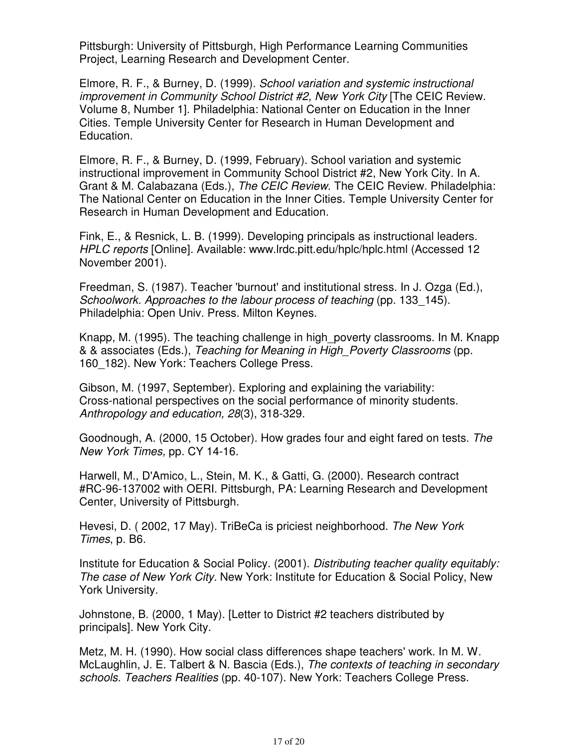Pittsburgh: University of Pittsburgh, High Performance Learning Communities Project, Learning Research and Development Center.

Elmore, R. F., & Burney, D. (1999). *School variation and systemic instructional improvement in Community School District #2, New York City* [The CEIC Review. Volume 8, Number 1]. Philadelphia: National Center on Education in the Inner Cities. Temple University Center for Research in Human Development and Education.

Elmore, R. F., & Burney, D. (1999, February). School variation and systemic instructional improvement in Community School District #2, New York City. In A. Grant & M. Calabazana (Eds.), *The CEIC Review*. The CEIC Review. Philadelphia: The National Center on Education in the Inner Cities. Temple University Center for Research in Human Development and Education.

Fink, E., & Resnick, L. B. (1999). Developing principals as instructional leaders. *HPLC reports* [Online]. Available: www.lrdc.pitt.edu/hplc/hplc.html (Accessed 12 November 2001).

Freedman, S. (1987). Teacher 'burnout' and institutional stress. In J. Ozga (Ed.), *Schoolwork. Approaches to the labour process of teaching* (pp. 133_145). Philadelphia: Open Univ. Press. Milton Keynes.

Knapp, M. (1995). The teaching challenge in high_poverty classrooms. In M. Knapp & & associates (Eds.), *Teaching for Meaning in High_Poverty Classrooms* (pp. 160_182). New York: Teachers College Press.

Gibson, M. (1997, September). Exploring and explaining the variability: Cross-national perspectives on the social performance of minority students. *Anthropology and education, 28*(3), 318-329.

Goodnough, A. (2000, 15 October). How grades four and eight fared on tests. *The New York Times,* pp. CY 14-16.

Harwell, M., D'Amico, L., Stein, M. K., & Gatti, G. (2000). Research contract #RC-96-137002 with OERI. Pittsburgh, PA: Learning Research and Development Center, University of Pittsburgh.

Hevesi, D. ( 2002, 17 May). TriBeCa is priciest neighborhood. *The New York Times*, p. B6.

Institute for Education & Social Policy. (2001). *Distributing teacher quality equitably: The case of New York City*. New York: Institute for Education & Social Policy, New York University.

Johnstone, B. (2000, 1 May). [Letter to District #2 teachers distributed by principals]. New York City.

Metz, M. H. (1990). How social class differences shape teachers' work. In M. W. McLaughlin, J. E. Talbert & N. Bascia (Eds.), *The contexts of teaching in secondary schools. Teachers Realities* (pp. 40-107). New York: Teachers College Press.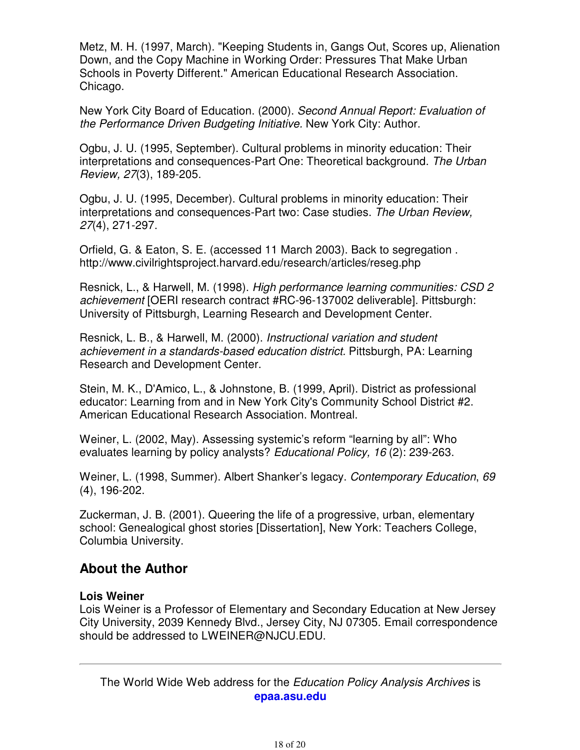Metz, M. H. (1997, March). "Keeping Students in, Gangs Out, Scores up, Alienation Down, and the Copy Machine in Working Order: Pressures That Make Urban Schools in Poverty Different." American Educational Research Association. Chicago.

New York City Board of Education. (2000). *Second Annual Report: Evaluation of the Performance Driven Budgeting Initiative.* New York City: Author.

Ogbu, J. U. (1995, September). Cultural problems in minority education: Their interpretations and consequences-Part One: Theoretical background. *The Urban Review, 27*(3), 189-205.

Ogbu, J. U. (1995, December). Cultural problems in minority education: Their interpretations and consequences-Part two: Case studies. *The Urban Review, 27*(4), 271-297.

Orfield, G. & Eaton, S. E. (accessed 11 March 2003). Back to segregation . http://www.civilrightsproject.harvard.edu/research/articles/reseg.php

Resnick, L., & Harwell, M. (1998). *High performance learning communities: CSD 2 achievement* [OERI research contract #RC-96-137002 deliverable]. Pittsburgh: University of Pittsburgh, Learning Research and Development Center.

Resnick, L. B., & Harwell, M. (2000). *Instructional variation and student achievement in a standards-based education district.* Pittsburgh, PA: Learning Research and Development Center.

Stein, M. K., D'Amico, L., & Johnstone, B. (1999, April). District as professional educator: Learning from and in New York City's Community School District #2. American Educational Research Association. Montreal.

Weiner, L. (2002, May). Assessing systemic's reform "learning by all": Who evaluates learning by policy analysts? *Educational Policy, 16* (2): 239-263.

Weiner, L. (1998, Summer). Albert Shanker's legacy. *Contemporary Education*, *69* (4), 196-202.

Zuckerman, J. B. (2001). Queering the life of a progressive, urban, elementary school: Genealogical ghost stories [Dissertation], New York: Teachers College, Columbia University.

## About the Author

**Lois Weiner**
Lois Weiner is a Professor of Elementary and Secondary Education at New Jersey City University, 2039 Kennedy Blvd., Jersey City, NJ 07305. Email correspondence should be addressed to LWEINER@NJCU.EDU.

---

The World Wide Web address for the *Education Policy Analysis Archives* is **epaa.asu.edu**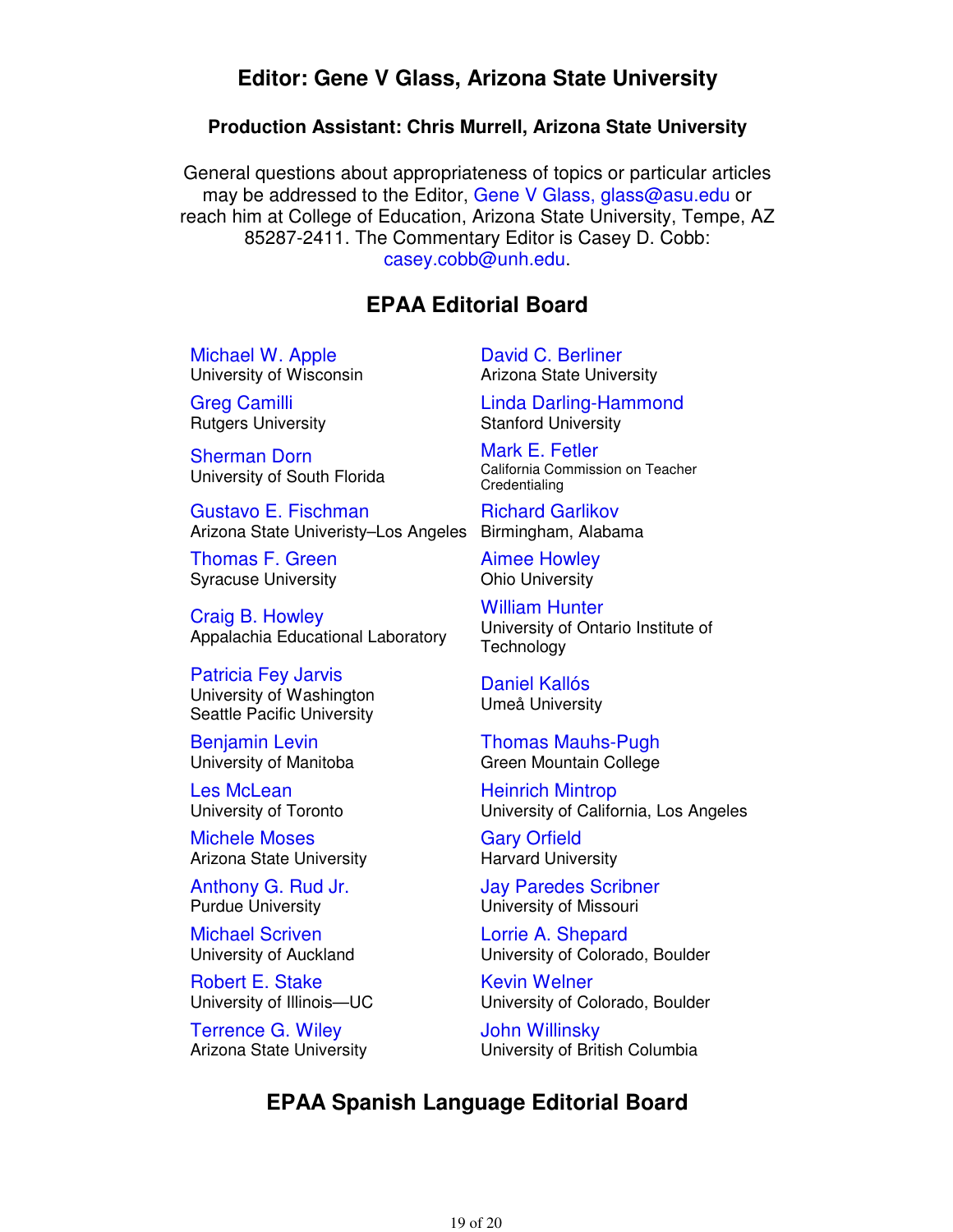## Editor: Gene V Glass, Arizona State University

### Production Assistant: Chris Murrell, Arizona State University

General questions about appropriateness of topics or particular articles may be addressed to the Editor, Gene V Glass, glass@asu.edu or reach him at College of Education, Arizona State University, Tempe, AZ 85287-2411. The Commentary Editor is Casey D. Cobb: casey.cobb@unh.edu.

## EPAA Editorial Board

Michael W. Apple
University of Wisconsin

David C. Berliner
Arizona State University

Greg Camilli
Rutgers University

Linda Darling-Hammond
Stanford University

Sherman Dorn
University of South Florida

Mark E. Fetler
California Commission on Teacher Credentialing

Gustavo E. Fischman
Arizona State Univeristy–Los Angeles

Richard Garlikov
Birmingham, Alabama

Thomas F. Green
Syracuse University

Aimee Howley
Ohio University

Craig B. Howley
Appalachia Educational Laboratory

William Hunter
University of Ontario Institute of Technology

Patricia Fey Jarvis
University of Washington
Seattle Pacific University

Daniel Kallós
Umeå University

Benjamin Levin
University of Manitoba

Thomas Mauhs-Pugh
Green Mountain College

Les McLean
University of Toronto

Heinrich Mintrop
University of California, Los Angeles

Michele Moses
Arizona State University

Gary Orfield
Harvard University

Anthony G. Rud Jr.
Purdue University

Jay Paredes Scribner
University of Missouri

Michael Scriven
University of Auckland

Lorrie A. Shepard
University of Colorado, Boulder

Robert E. Stake
University of Illinois—UC

Kevin Welner
University of Colorado, Boulder

Terrence G. Wiley
Arizona State University

John Willinsky
University of British Columbia

## EPAA Spanish Language Editorial Board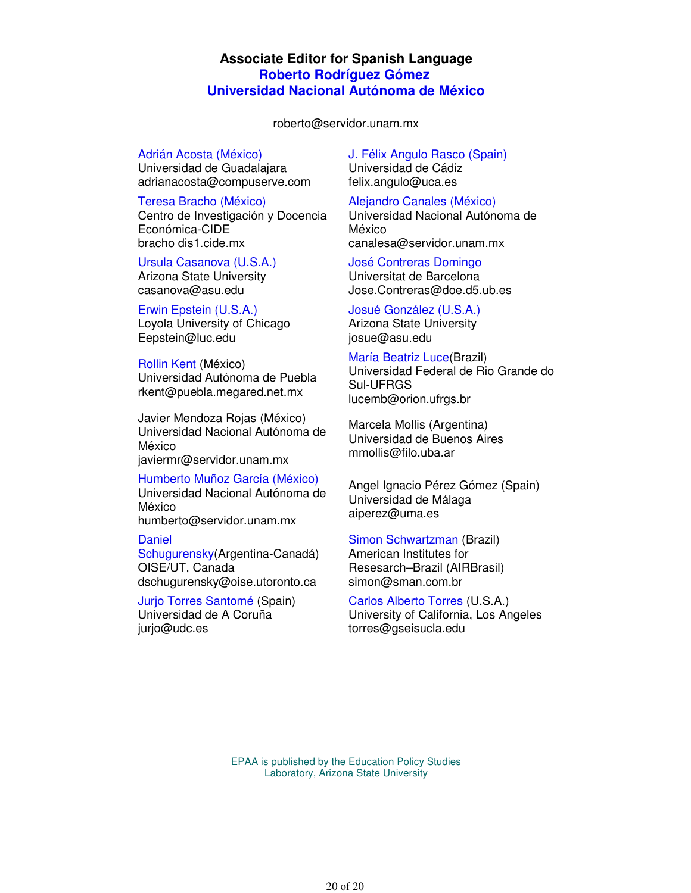## Associate Editor for Spanish Language
### Roberto Rodríguez Gómez
### Universidad Nacional Autónoma de México

roberto@servidor.unam.mx

Adrián Acosta (México)
Universidad de Guadalajara
adrianacosta@compuserve.com

J. Félix Angulo Rasco (Spain)
Universidad de Cádiz
felix.angulo@uca.es

Teresa Bracho (México)
Centro de Investigación y Docencia Económica-CIDE
bracho dis1.cide.mx

Alejandro Canales (México)
Universidad Nacional Autónoma de México
canalesa@servidor.unam.mx

Ursula Casanova (U.S.A.)
Arizona State University
casanova@asu.edu

José Contreras Domingo
Universitat de Barcelona
Jose.Contreras@doe.d5.ub.es

Erwin Epstein (U.S.A.)
Loyola University of Chicago
Eepstein@luc.edu

Josué González (U.S.A.)
Arizona State University
josue@asu.edu

Rollin Kent (México)
Universidad Autónoma de Puebla
rkent@puebla.megared.net.mx

María Beatriz Luce(Brazil)
Universidad Federal de Rio Grande do Sul-UFRGS
lucemb@orion.ufrgs.br

Javier Mendoza Rojas (México)
Universidad Nacional Autónoma de México
javiermr@servidor.unam.mx

Marcela Mollis (Argentina)
Universidad de Buenos Aires
mmollis@filo.uba.ar

Humberto Muñoz García (México)
Universidad Nacional Autónoma de México
humberto@servidor.unam.mx

Angel Ignacio Pérez Gómez (Spain)
Universidad de Málaga
aiperez@uma.es

Daniel Schugurensky(Argentina-Canadá)
OISE/UT, Canada
dschugurensky@oise.utoronto.ca

Simon Schwartzman (Brazil)
American Institutes for Resesarch–Brazil (AIRBrasil)
simon@sman.com.br

Jurjo Torres Santomé (Spain)
Universidad de A Coruña
jurjo@udc.es

Carlos Alberto Torres (U.S.A.)
University of California, Los Angeles
torres@gseisucla.edu

EPAA is published by the Education Policy Studies Laboratory, Arizona State University